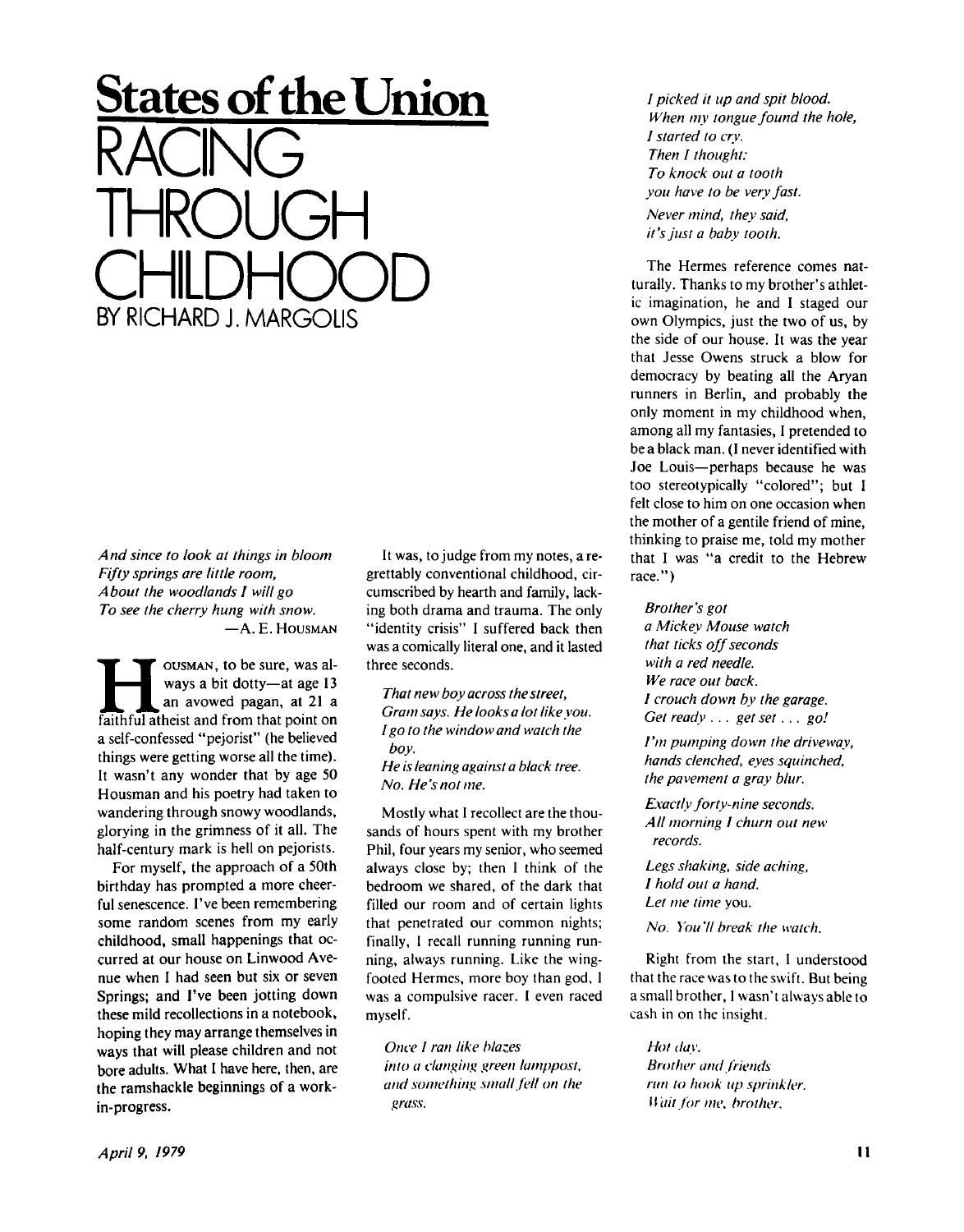# States of the Union

# RACING THROUGH CHILDHOOD

BY RICHARD J. MARGOLIS

*And since to look at things in bloom*
*Fifty springs are little room,*
*About the woodlands I will go*
*To see the cherry hung with snow.*
—A. E. HOUSMAN

HOUSMAN, to be sure, was always a bit dotty—at age 13 an avowed pagan, at 21 a faithful atheist and from that point on a self-confessed "pejorist" (he believed things were getting worse all the time). It wasn't any wonder that by age 50 Housman and his poetry had taken to wandering through snowy woodlands, glorying in the grimness of it all. The half-century mark is hell on pejorists.

For myself, the approach of a 50th birthday has prompted a more cheerful senescence. I've been remembering some random scenes from my early childhood, small happenings that occurred at our house on Linwood Avenue when I had seen but six or seven Springs; and I've been jotting down these mild recollections in a notebook, hoping they may arrange themselves in ways that will please children and not bore adults. What I have here, then, are the ramshackle beginnings of a work-in-progress.

It was, to judge from my notes, a regrettably conventional childhood, circumscribed by hearth and family, lacking both drama and trauma. The only "identity crisis" I suffered back then was a comically literal one, and it lasted three seconds.

*That new boy across the street,*
*Gram says. He looks a lot like you.*
*I go to the window and watch the boy.*
*He is leaning against a black tree.*
*No. He's not me.*

Mostly what I recollect are the thousands of hours spent with my brother Phil, four years my senior, who seemed always close by; then I think of the bedroom we shared, of the dark that filled our room and of certain lights that penetrated our common nights; finally, I recall running running running, always running. Like the wing-footed Hermes, more boy than god, I was a compulsive racer. I even raced myself.

*Once I ran like blazes*
*into a clanging green lamppost,*
*and something small fell on the grass.*
*I picked it up and spit blood.*
*When my tongue found the hole,*
*I started to cry.*
*Then I thought:*
*To knock out a tooth*
*you have to be very fast.*

*Never mind, they said,*
*it's just a baby tooth.*

The Hermes reference comes naturally. Thanks to my brother's athletic imagination, he and I staged our own Olympics, just the two of us, by the side of our house. It was the year that Jesse Owens struck a blow for democracy by beating all the Aryan runners in Berlin, and probably the only moment in my childhood when, among all my fantasies, I pretended to be a black man. (I never identified with Joe Louis—perhaps because he was too stereotypically "colored"; but I felt close to him on one occasion when the mother of a gentile friend of mine, thinking to praise me, told my mother that I was "a credit to the Hebrew race.")

*Brother's got*
*a Mickey Mouse watch*
*that ticks off seconds*
*with a red needle.*
*We race out back.*
*I crouch down by the garage.*
*Get ready . . . get set . . . go!*

*I'm pumping down the driveway,*
*hands clenched, eyes squinched,*
*the pavement a gray blur.*

*Exactly forty-nine seconds.*
*All morning I churn out new records.*

*Legs shaking, side aching,*
*I hold out a hand.*
*Let me time* you.

*No. You'll break the watch.*

Right from the start, I understood that the race was to the swift. But being a small brother, I wasn't always able to cash in on the insight.

*Hot day.*
*Brother and friends*
*run to hook up sprinkler.*
*Wait for me, brother.*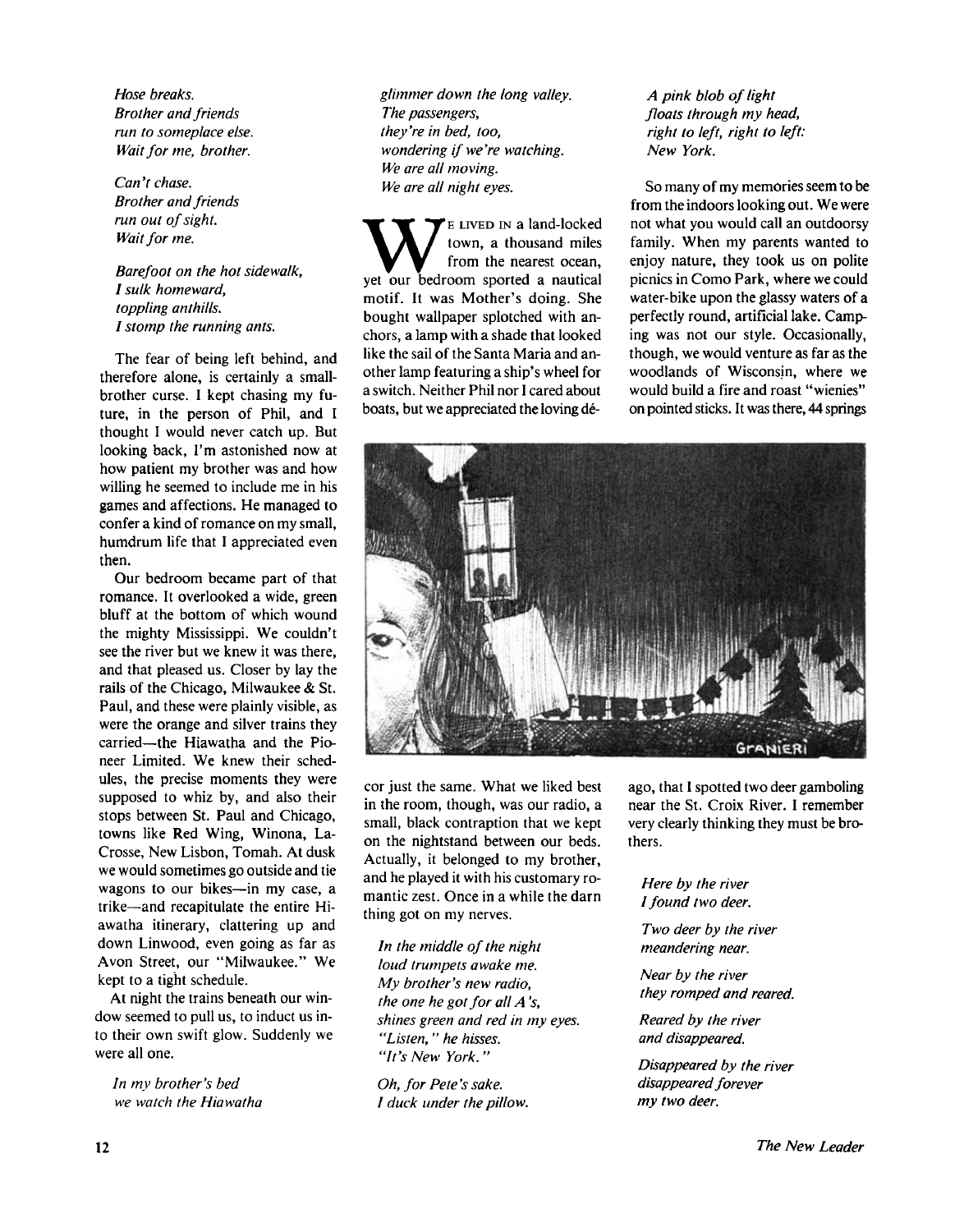*Hose breaks.*
*Brother and friends*
*run to someplace else.*
*Wait for me, brother.*

*Can't chase.*
*Brother and friends*
*run out of sight.*
*Wait for me.*

*Barefoot on the hot sidewalk,*
*I sulk homeward,*
*toppling anthills.*
*I stomp the running ants.*

The fear of being left behind, and therefore alone, is certainly a small-brother curse. I kept chasing my future, in the person of Phil, and I thought I would never catch up. But looking back, I'm astonished now at how patient my brother was and how willing he seemed to include me in his games and affections. He managed to confer a kind of romance on my small, humdrum life that I appreciated even then.

Our bedroom became part of that romance. It overlooked a wide, green bluff at the bottom of which wound the mighty Mississippi. We couldn't see the river but we knew it was there, and that pleased us. Closer by lay the rails of the Chicago, Milwaukee & St. Paul, and these were plainly visible, as were the orange and silver trains they carried—the Hiawatha and the Pioneer Limited. We knew their schedules, the precise moments they were supposed to whiz by, and also their stops between St. Paul and Chicago, towns like Red Wing, Winona, LaCrosse, New Lisbon, Tomah. At dusk we would sometimes go outside and tie wagons to our bikes—in my case, a trike—and recapitulate the entire Hiawatha itinerary, clattering up and down Linwood, even going as far as Avon Street, our "Milwaukee." We kept to a tight schedule.

At night the trains beneath our window seemed to pull us, to induct us into their own swift glow. Suddenly we were all one.

*In my brother's bed*
*we watch the Hiawatha*
*glimmer down the long valley.*
*The passengers,*
*they're in bed, too,*
*wondering if we're watching.*
*We are all moving.*
*We are all night eyes.*

We lived in a land-locked town, a thousand miles from the nearest ocean, yet our bedroom sported a nautical motif. It was Mother's doing. She bought wallpaper splotched with anchors, a lamp with a shade that looked like the sail of the Santa Maria and another lamp featuring a ship's wheel for a switch. Neither Phil nor I cared about boats, but we appreciated the loving décor just the same. What we liked best in the room, though, was our radio, a small, black contraption that we kept on the nightstand between our beds. Actually, it belonged to my brother, and he played it with his customary romantic zest. Once in a while the darn thing got on my nerves.

*In the middle of the night*
*loud trumpets awake me.*
*My brother's new radio,*
*the one he got for all A's,*
*shines green and red in my eyes.*
*"Listen," he hisses.*
*"It's New York."*

*Oh, for Pete's sake.*
*I duck under the pillow.*
*A pink blob of light*
*floats through my head,*
*right to left, right to left:*
*New York.*

So many of my memories seem to be from the indoors looking out. We were not what you would call an outdoorsy family. When my parents wanted to enjoy nature, they took us on polite picnics in Como Park, where we could water-bike upon the glassy waters of a perfectly round, artificial lake. Camping was not our style. Occasionally, though, we would venture as far as the woodlands of Wisconsin, where we would build a fire and roast "wienies" on pointed sticks. It was there, 44 springs ago, that I spotted two deer gamboling near the St. Croix River. I remember very clearly thinking they must be brothers.

*Here by the river*
*I found two deer.*

*Two deer by the river*
*meandering near.*

*Near by the river*
*they romped and reared.*

*Reared by the river*
*and disappeared.*

*Disappeared by the river*
*disappeared forever*
*my two deer.*